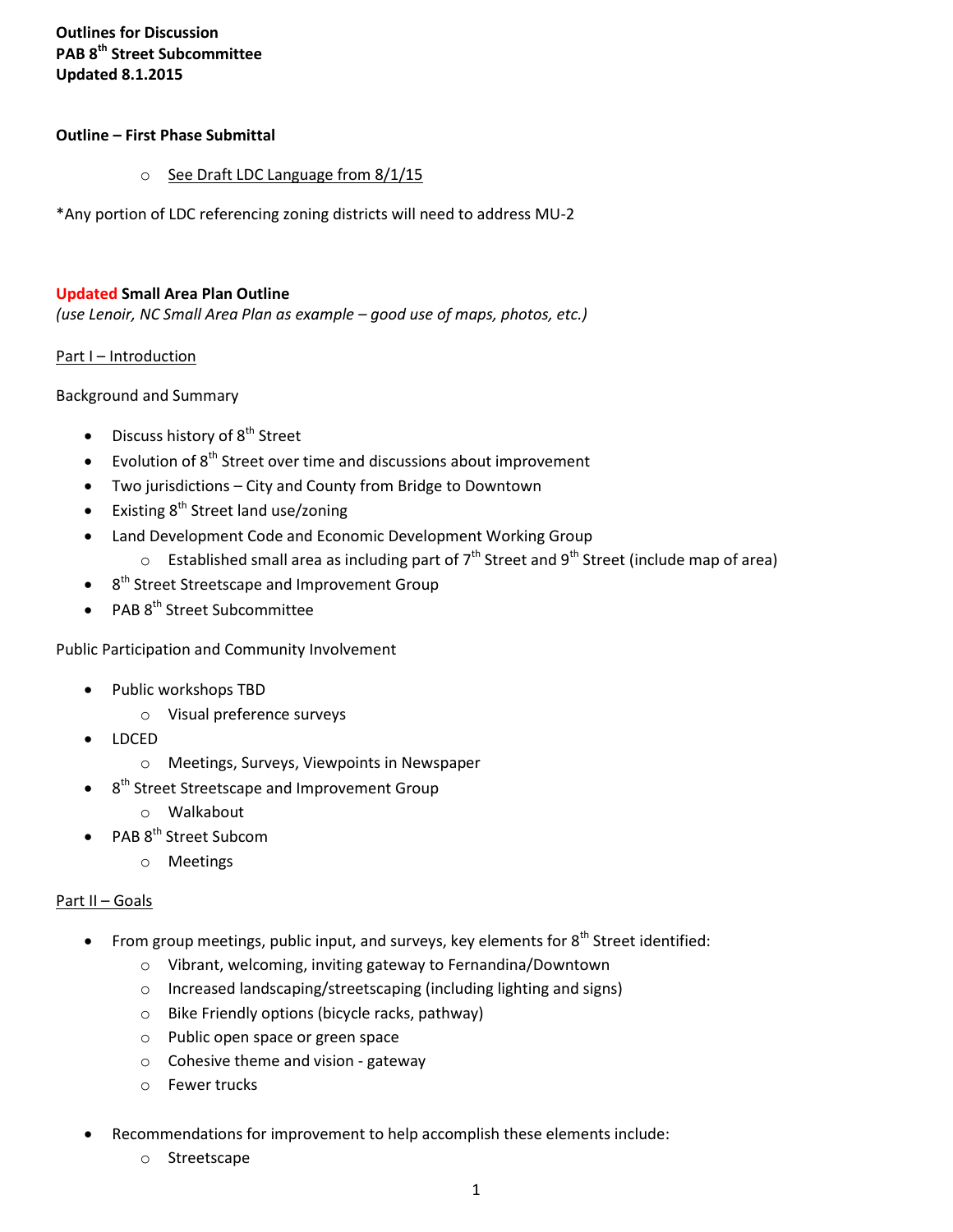**Outlines for Discussion**
**PAB 8th Street Subcommittee**
**Updated 8.1.2015**

**Outline – First Phase Submittal**

- See Draft LDC Language from 8/1/15

*Any portion of LDC referencing zoning districts will need to address MU-2

**Updated Small Area Plan Outline**
*(use Lenoir, NC Small Area Plan as example – good use of maps, photos, etc.)*

Part I – Introduction

Background and Summary

- Discuss history of 8th Street
- Evolution of 8th Street over time and discussions about improvement
- Two jurisdictions – City and County from Bridge to Downtown
- Existing 8th Street land use/zoning
- Land Development Code and Economic Development Working Group
  - Established small area as including part of 7th Street and 9th Street (include map of area)
- 8th Street Streetscape and Improvement Group
- PAB 8th Street Subcommittee

Public Participation and Community Involvement

- Public workshops TBD
  - Visual preference surveys
- LDCED
  - Meetings, Surveys, Viewpoints in Newspaper
- 8th Street Streetscape and Improvement Group
  - Walkabout
- PAB 8th Street Subcom
  - Meetings

Part II – Goals

- From group meetings, public input, and surveys, key elements for 8th Street identified:
  - Vibrant, welcoming, inviting gateway to Fernandina/Downtown
  - Increased landscaping/streetscaping (including lighting and signs)
  - Bike Friendly options (bicycle racks, pathway)
  - Public open space or green space
  - Cohesive theme and vision - gateway
  - Fewer trucks
- Recommendations for improvement to help accomplish these elements include:
  - Streetscape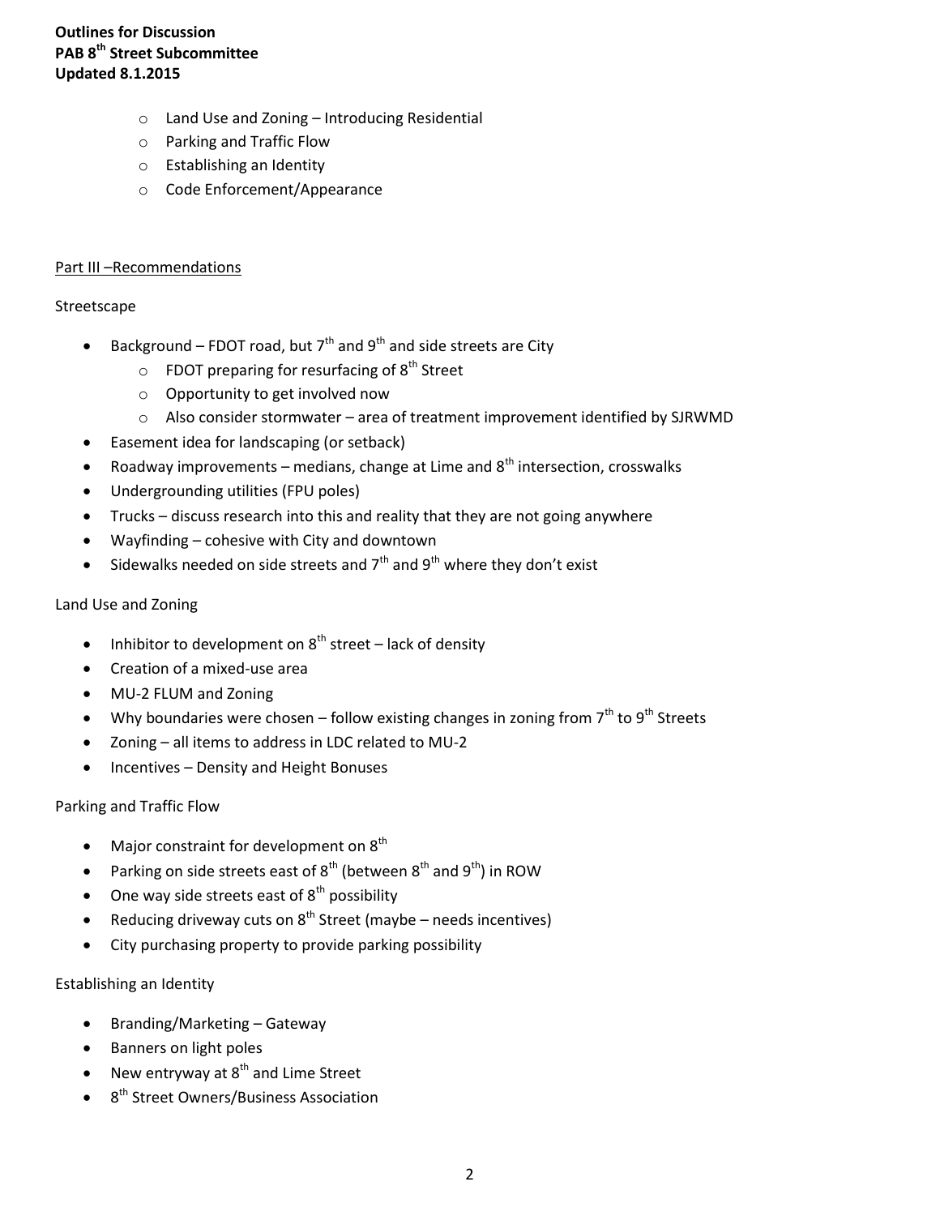- Land Use and Zoning – Introducing Residential
- Parking and Traffic Flow
- Establishing an Identity
- Code Enforcement/Appearance

Part III –Recommendations

Streetscape

- Background – FDOT road, but 7th and 9th and side streets are City
  - FDOT preparing for resurfacing of 8th Street
  - Opportunity to get involved now
  - Also consider stormwater – area of treatment improvement identified by SJRWMD
- Easement idea for landscaping (or setback)
- Roadway improvements – medians, change at Lime and 8th intersection, crosswalks
- Undergrounding utilities (FPU poles)
- Trucks – discuss research into this and reality that they are not going anywhere
- Wayfinding – cohesive with City and downtown
- Sidewalks needed on side streets and 7th and 9th where they don't exist

Land Use and Zoning

- Inhibitor to development on 8th street – lack of density
- Creation of a mixed-use area
- MU-2 FLUM and Zoning
- Why boundaries were chosen – follow existing changes in zoning from 7th to 9th Streets
- Zoning – all items to address in LDC related to MU-2
- Incentives – Density and Height Bonuses

Parking and Traffic Flow

- Major constraint for development on 8th
- Parking on side streets east of 8th (between 8th and 9th) in ROW
- One way side streets east of 8th possibility
- Reducing driveway cuts on 8th Street (maybe – needs incentives)
- City purchasing property to provide parking possibility

Establishing an Identity

- Branding/Marketing – Gateway
- Banners on light poles
- New entryway at 8th and Lime Street
- 8th Street Owners/Business Association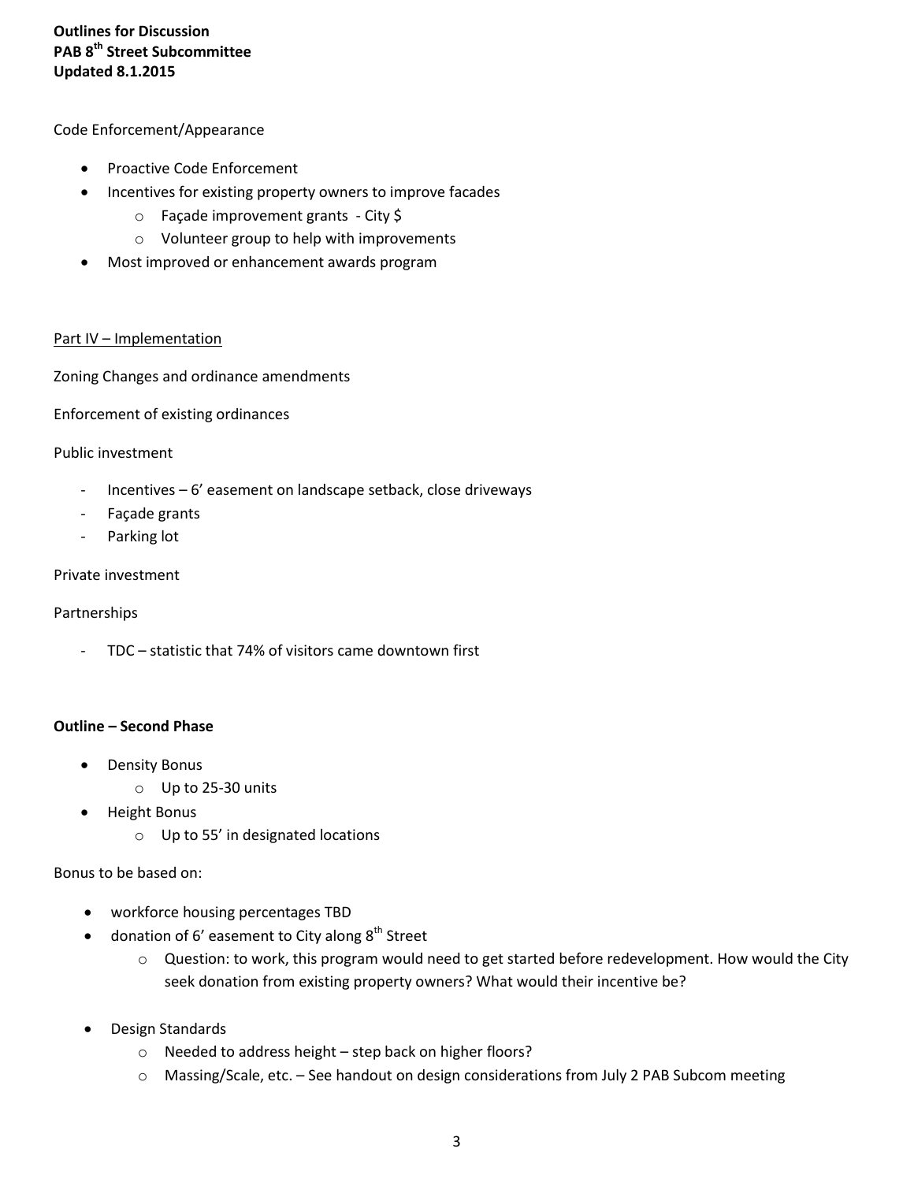**Outlines for Discussion**
**PAB 8th Street Subcommittee**
**Updated 8.1.2015**

Code Enforcement/Appearance

- Proactive Code Enforcement
- Incentives for existing property owners to improve facades
    - Façade improvement grants - City $
    - Volunteer group to help with improvements
- Most improved or enhancement awards program

Part IV – Implementation

Zoning Changes and ordinance amendments

Enforcement of existing ordinances

Public investment

- Incentives – 6' easement on landscape setback, close driveways
- Façade grants
- Parking lot

Private investment

Partnerships

- TDC – statistic that 74% of visitors came downtown first

**Outline – Second Phase**

- Density Bonus
    - Up to 25-30 units
- Height Bonus
    - Up to 55' in designated locations

Bonus to be based on:

- workforce housing percentages TBD
- donation of 6' easement to City along 8th Street
    - Question: to work, this program would need to get started before redevelopment. How would the City seek donation from existing property owners? What would their incentive be?

- Design Standards
    - Needed to address height – step back on higher floors?
    - Massing/Scale, etc. – See handout on design considerations from July 2 PAB Subcom meeting